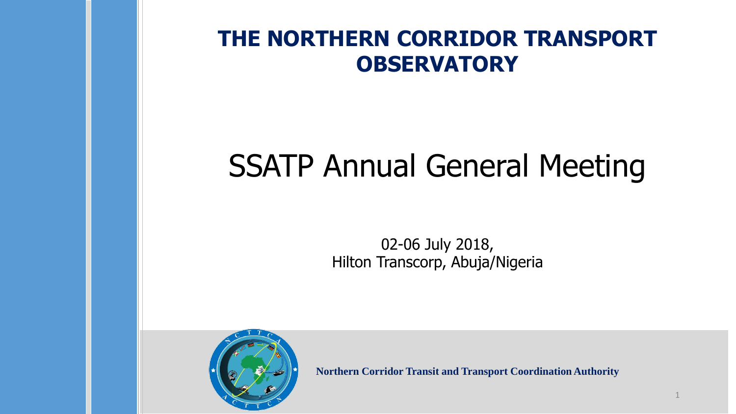# THE NORTHERN CORRIDOR TRANSPORT OBSERVATORY

# SSATP Annual General Meeting

02-06 July 2018,
Hilton Transcorp, Abuja/Nigeria

**Northern Corridor Transit and Transport Coordination Authority**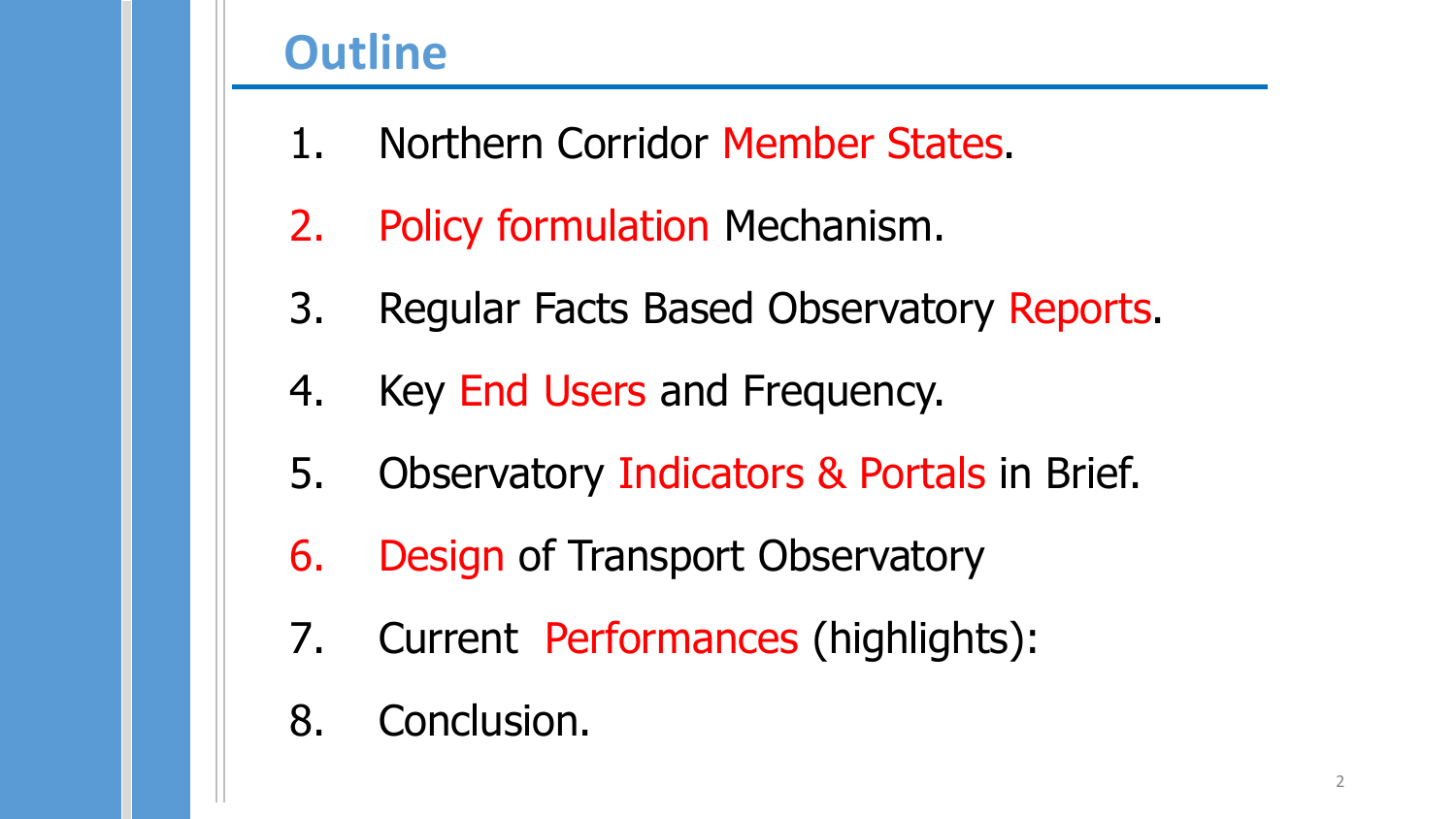# Outline

1. Northern Corridor Member States.
2. Policy formulation Mechanism.
3. Regular Facts Based Observatory Reports.
4. Key End Users and Frequency.
5. Observatory Indicators & Portals in Brief.
6. Design of Transport Observatory
7. Current Performances (highlights):
8. Conclusion.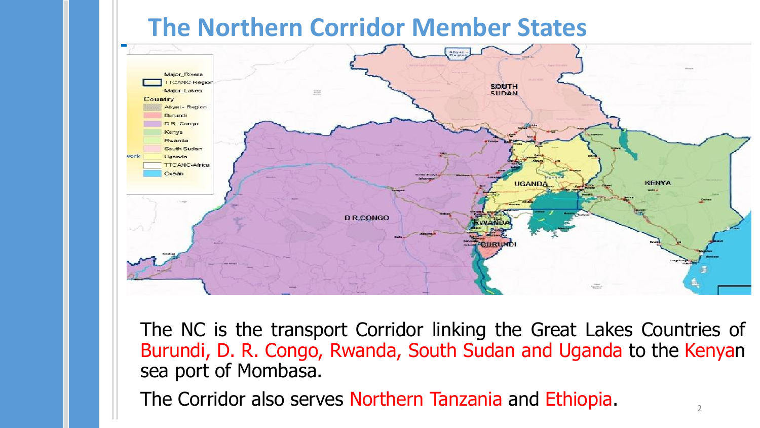# The Northern Corridor Member States

The NC is the transport Corridor linking the Great Lakes Countries of Burundi, D. R. Congo, Rwanda, South Sudan and Uganda to the Kenyan sea port of Mombasa.

The Corridor also serves Northern Tanzania and Ethiopia.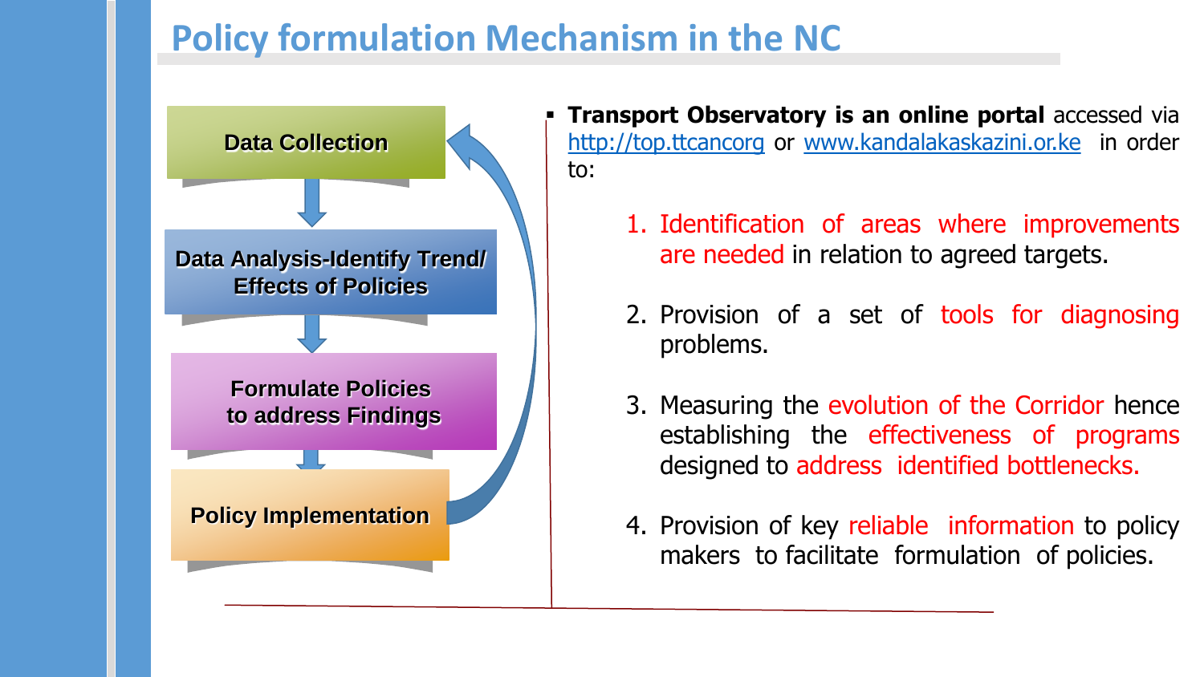# Policy formulation Mechanism in the NC

- Data Collection
- Data Analysis-Identify Trend/ Effects of Policies
- Formulate Policies to address Findings
- Policy Implementation

- **Transport Observatory is an online portal** accessed via http://top.ttcancorg or www.kandalakaskazini.or.ke in order to:

  1. Identification of areas where improvements are needed in relation to agreed targets.
  2. Provision of a set of tools for diagnosing problems.
  3. Measuring the evolution of the Corridor hence establishing the effectiveness of programs designed to address identified bottlenecks.
  4. Provision of key reliable information to policy makers to facilitate formulation of policies.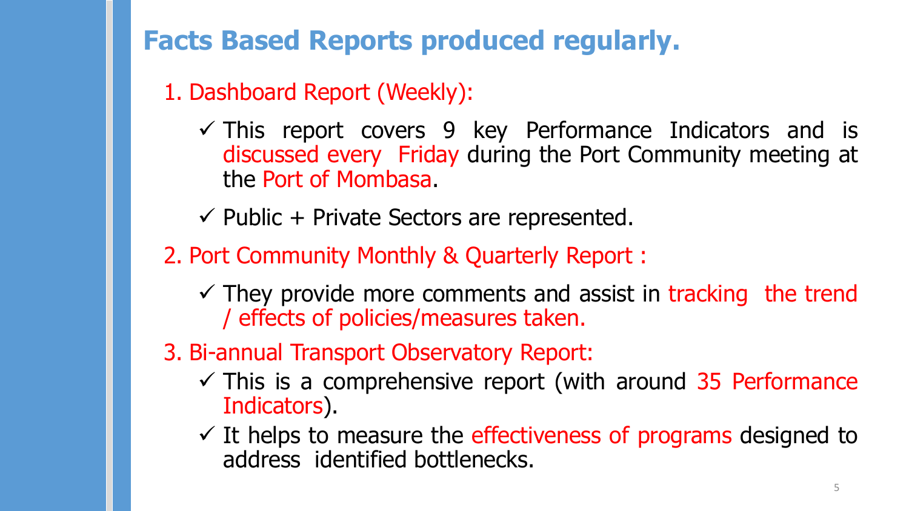# Facts Based Reports produced regularly.

1. Dashboard Report (Weekly):
   - ✓ This report covers 9 key Performance Indicators and is discussed every Friday during the Port Community meeting at the Port of Mombasa.
   - ✓ Public + Private Sectors are represented.
2. Port Community Monthly & Quarterly Report :
   - ✓ They provide more comments and assist in tracking the trend / effects of policies/measures taken.
3. Bi-annual Transport Observatory Report:
   - ✓ This is a comprehensive report (with around 35 Performance Indicators).
   - ✓ It helps to measure the effectiveness of programs designed to address identified bottlenecks.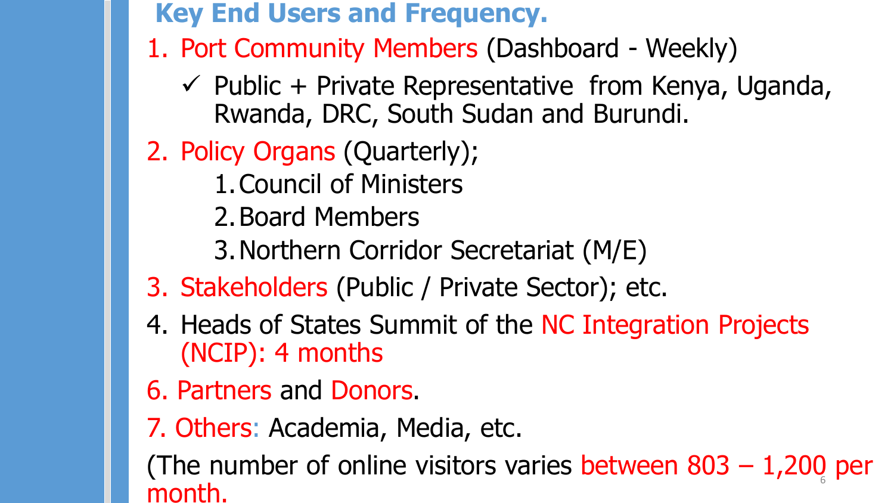## Key End Users and Frequency.

1. Port Community Members (Dashboard - Weekly)
   - ✓ Public + Private Representative from Kenya, Uganda, Rwanda, DRC, South Sudan and Burundi.
2. Policy Organs (Quarterly);
   1. Council of Ministers
   2. Board Members
   3. Northern Corridor Secretariat (M/E)
3. Stakeholders (Public / Private Sector); etc.
4. Heads of States Summit of the NC Integration Projects (NCIP): 4 months

6. Partners and Donors.

7. Others: Academia, Media, etc.

(The number of online visitors varies between 803 – 1,200 per month.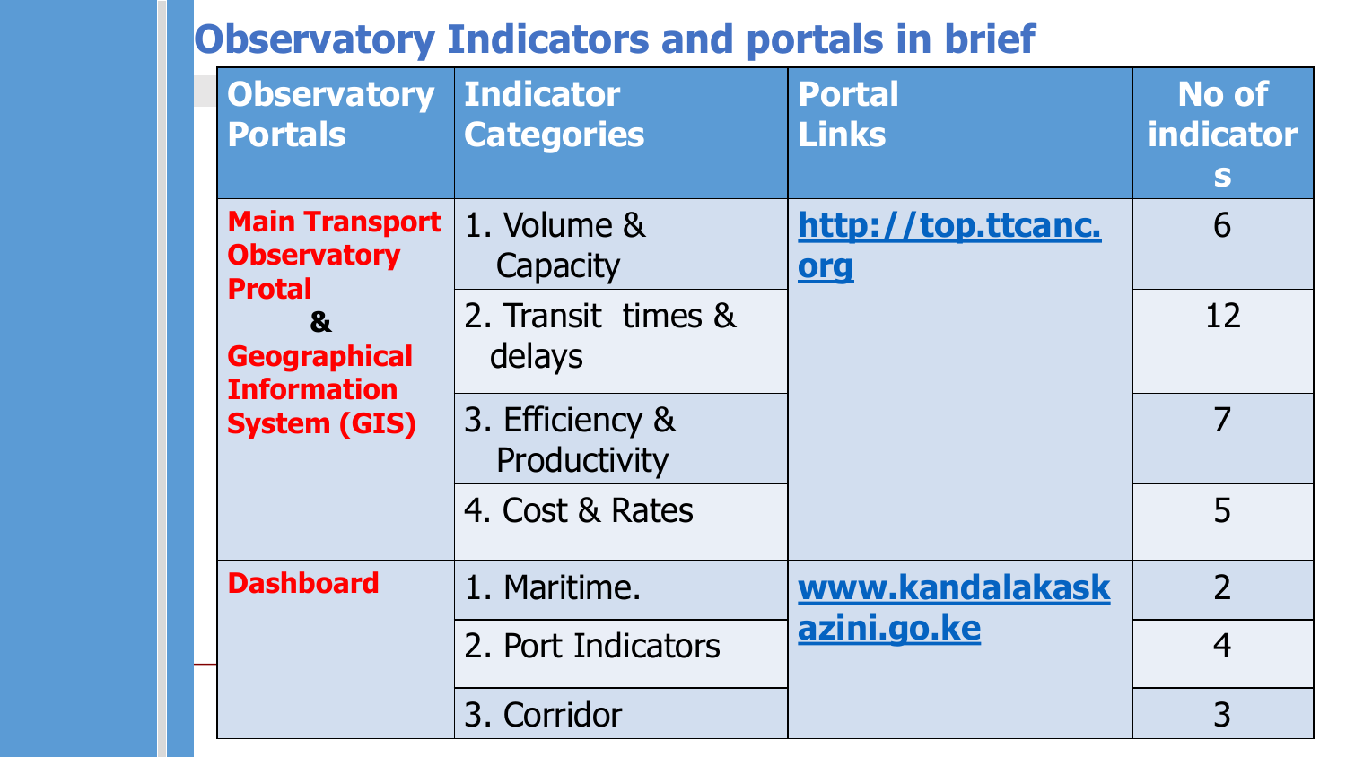# Observatory Indicators and portals in brief

| Observatory Portals | Indicator Categories | Portal Links | No of indicators |
|---|---|---|---|
| **Main Transport Observatory Protal & Geographical Information System (GIS)** | 1. Volume & Capacity | http://top.ttcanc.org | 6 |
| | 2. Transit times & delays | | 12 |
| | 3. Efficiency & Productivity | | 7 |
| | 4. Cost & Rates | | 5 |
| **Dashboard** | 1. Maritime. | www.kandalakaskazini.go.ke | 2 |
| | 2. Port Indicators | | 4 |
| | 3. Corridor | | 3 |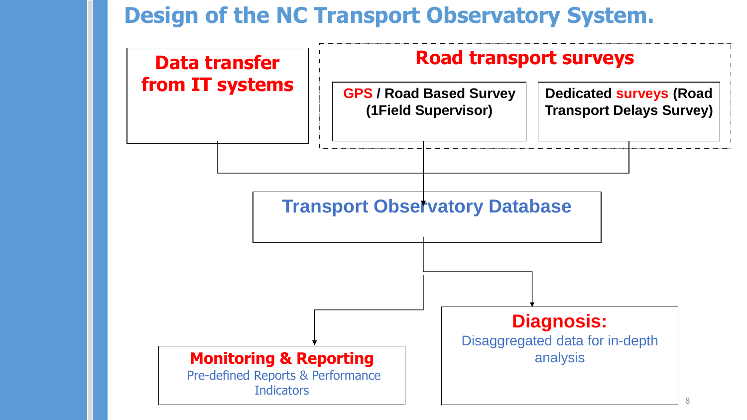# Design of the NC Transport Observatory System.

**Data transfer from IT systems**

**Road transport surveys**

- **GPS / Road Based Survey (1Field Supervisor)**
- **Dedicated surveys (Road Transport Delays Survey)**

**Transport Observatory Database**

**Monitoring & Reporting**
Pre-defined Reports & Performance Indicators

**Diagnosis:**
Disaggregated data for in-depth analysis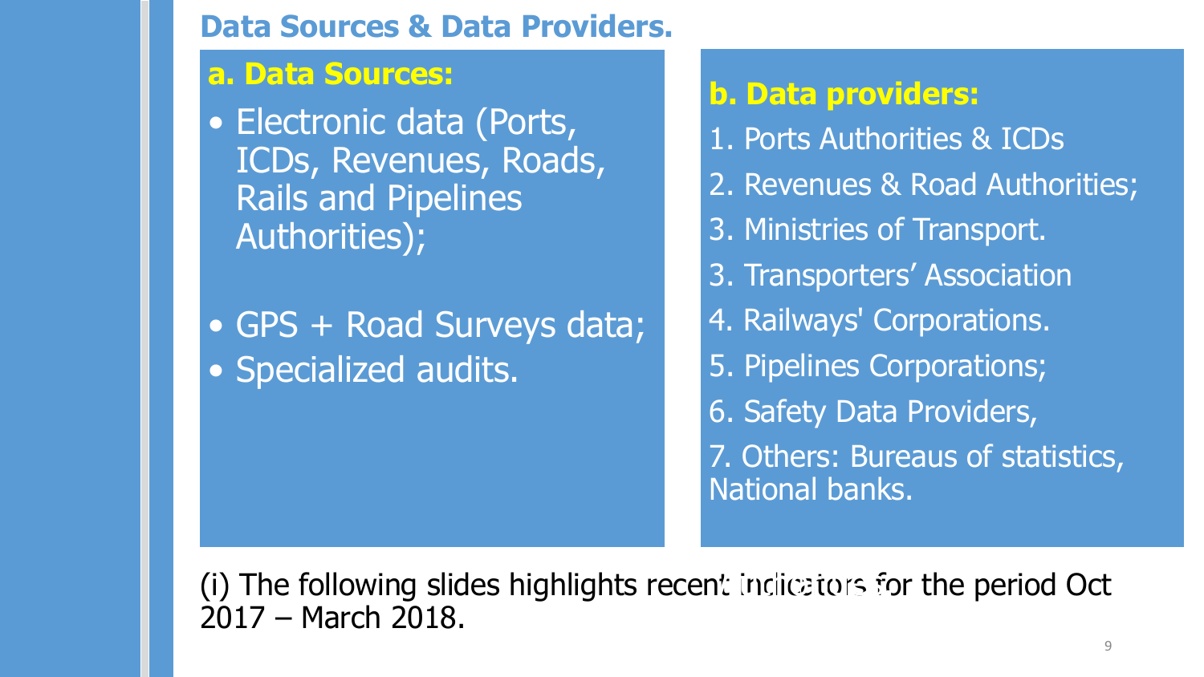# Data Sources & Data Providers.

## a. Data Sources:

- Electronic data (Ports, ICDs, Revenues, Roads, Rails and Pipelines Authorities);
- GPS + Road Surveys data;
- Specialized audits.

## b. Data providers:

1. Ports Authorities & ICDs
2. Revenues & Road Authorities;
3. Ministries of Transport.
3. Transporters' Association
4. Railways' Corporations.
5. Pipelines Corporations;
6. Safety Data Providers,
7. Others: Bureaus of statistics, National banks.

(i) The following slides highlights recent indicators for the period Oct 2017 – March 2018.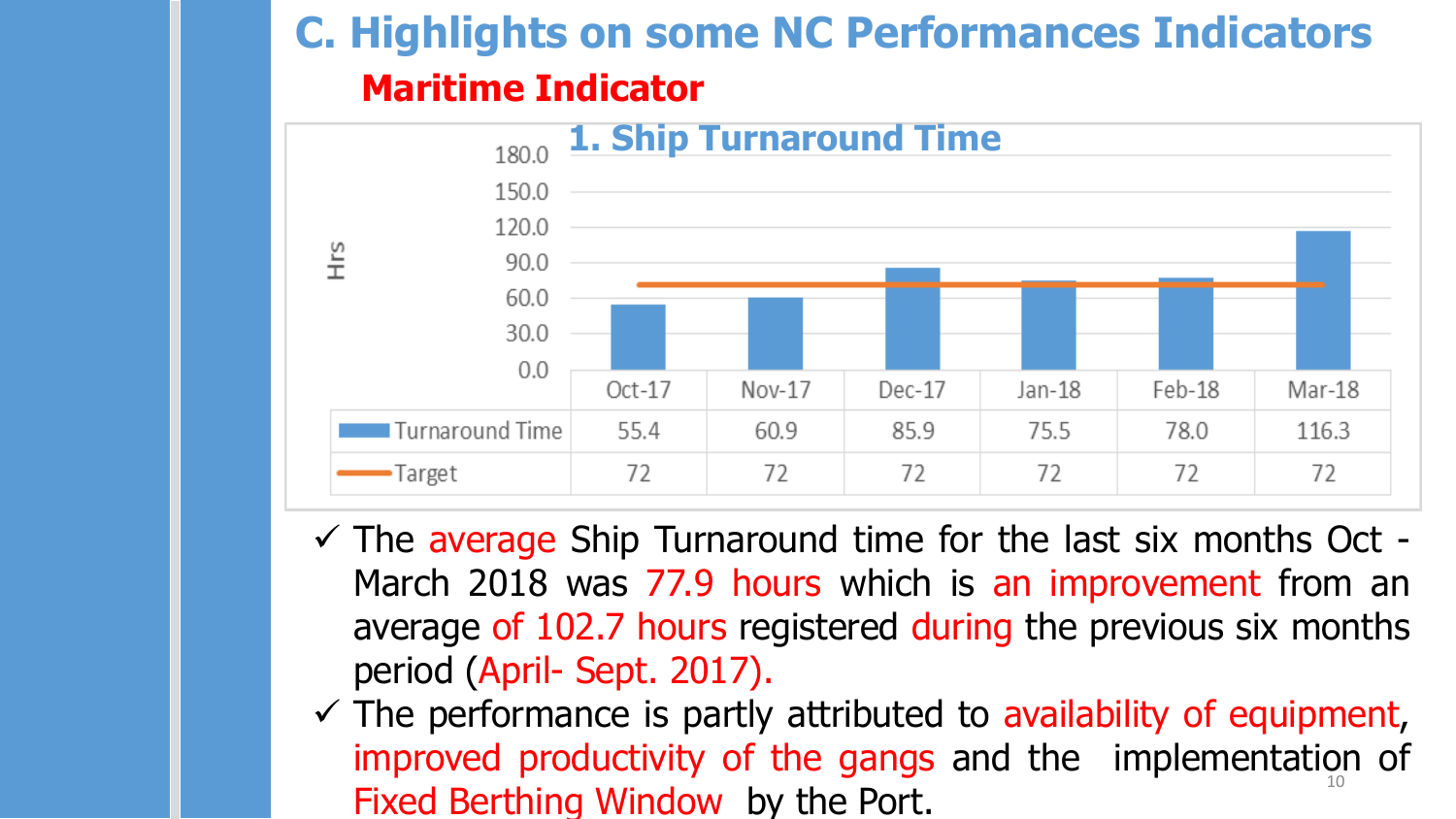# C. Highlights on some NC Performances Indicators

## Maritime Indicator

### 1. Ship Turnaround Time

| Hrs | Oct-17 | Nov-17 | Dec-17 | Jan-18 | Feb-18 | Mar-18 |
|---|---|---|---|---|---|---|
| Turnaround Time | 55.4 | 60.9 | 85.9 | 75.5 | 78.0 | 116.3 |
| Target | 72 | 72 | 72 | 72 | 72 | 72 |

- ✓ The average Ship Turnaround time for the last six months Oct - March 2018 was 77.9 hours which is an improvement from an average of 102.7 hours registered during the previous six months period (April- Sept. 2017).
- ✓ The performance is partly attributed to availability of equipment, improved productivity of the gangs and the implementation of Fixed Berthing Window by the Port.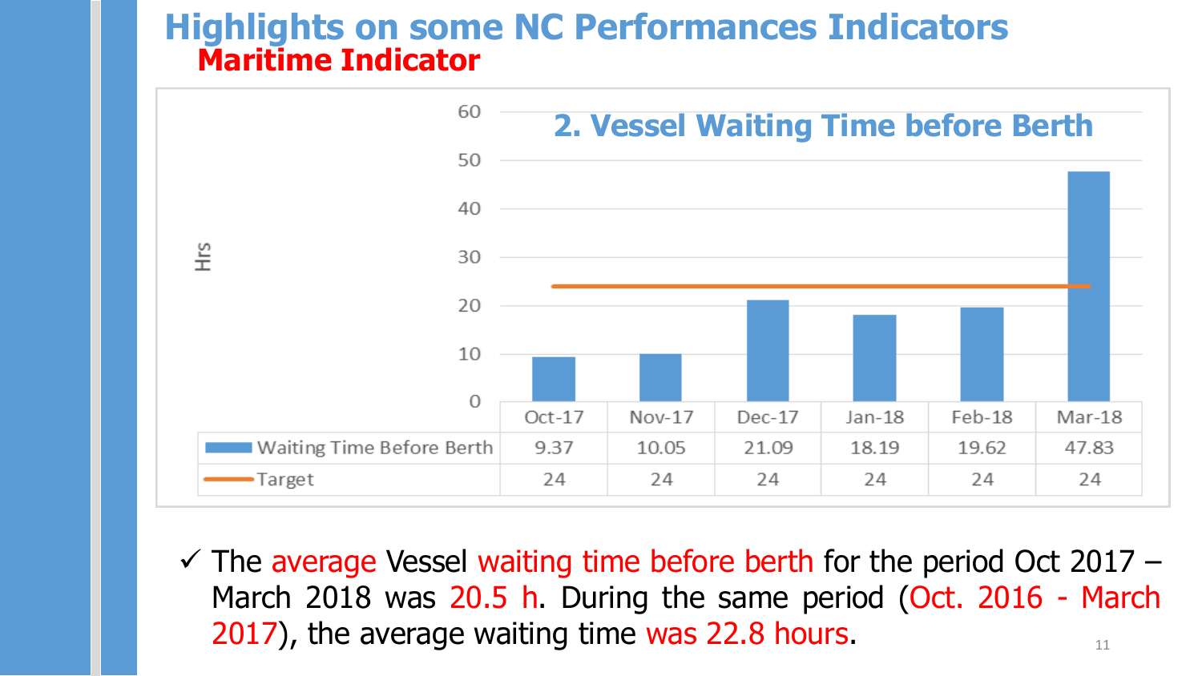# Highlights on some NC Performances Indicators

## Maritime Indicator

### 2. Vessel Waiting Time before Berth

| | Oct-17 | Nov-17 | Dec-17 | Jan-18 | Feb-18 | Mar-18 |
|---|---|---|---|---|---|---|
| Waiting Time Before Berth | 9.37 | 10.05 | 21.09 | 18.19 | 19.62 | 47.83 |
| Target | 24 | 24 | 24 | 24 | 24 | 24 |

- ✓ The average Vessel waiting time before berth for the period Oct 2017 – March 2018 was 20.5 h. During the same period (Oct. 2016 - March 2017), the average waiting time was 22.8 hours.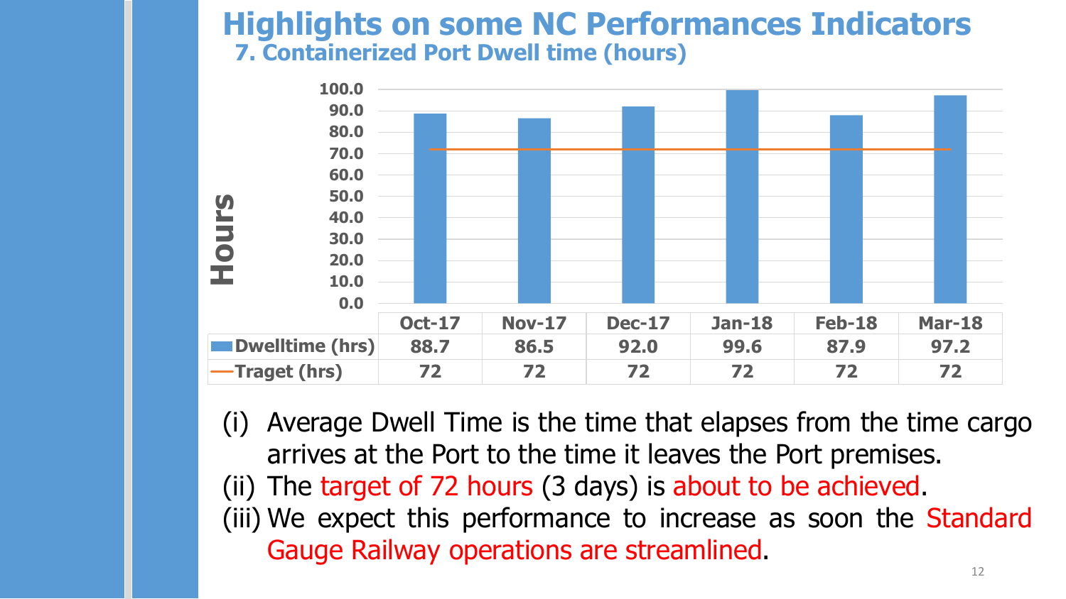# Highlights on some NC Performances Indicators

## 7. Containerized Port Dwell time (hours)

| | Oct-17 | Nov-17 | Dec-17 | Jan-18 | Feb-18 | Mar-18 |
|---|---|---|---|---|---|---|
| Dwelltime (hrs) | 88.7 | 86.5 | 92.0 | 99.6 | 87.9 | 97.2 |
| Traget (hrs) | 72 | 72 | 72 | 72 | 72 | 72 |

(i) Average Dwell Time is the time that elapses from the time cargo arrives at the Port to the time it leaves the Port premises.

(ii) The target of 72 hours (3 days) is about to be achieved.

(iii) We expect this performance to increase as soon the Standard Gauge Railway operations are streamlined.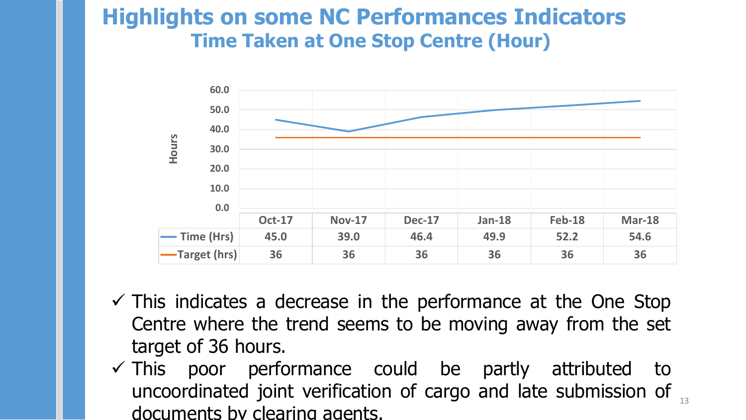# Highlights on some NC Performances Indicators

## Time Taken at One Stop Centre (Hour)

| | Oct-17 | Nov-17 | Dec-17 | Jan-18 | Feb-18 | Mar-18 |
|---|---|---|---|---|---|---|
| Time (Hrs) | 45.0 | 39.0 | 46.4 | 49.9 | 52.2 | 54.6 |
| Target (hrs) | 36 | 36 | 36 | 36 | 36 | 36 |

- ✓ This indicates a decrease in the performance at the One Stop Centre where the trend seems to be moving away from the set target of 36 hours.
- ✓ This poor performance could be partly attributed to uncoordinated joint verification of cargo and late submission of documents by clearing agents.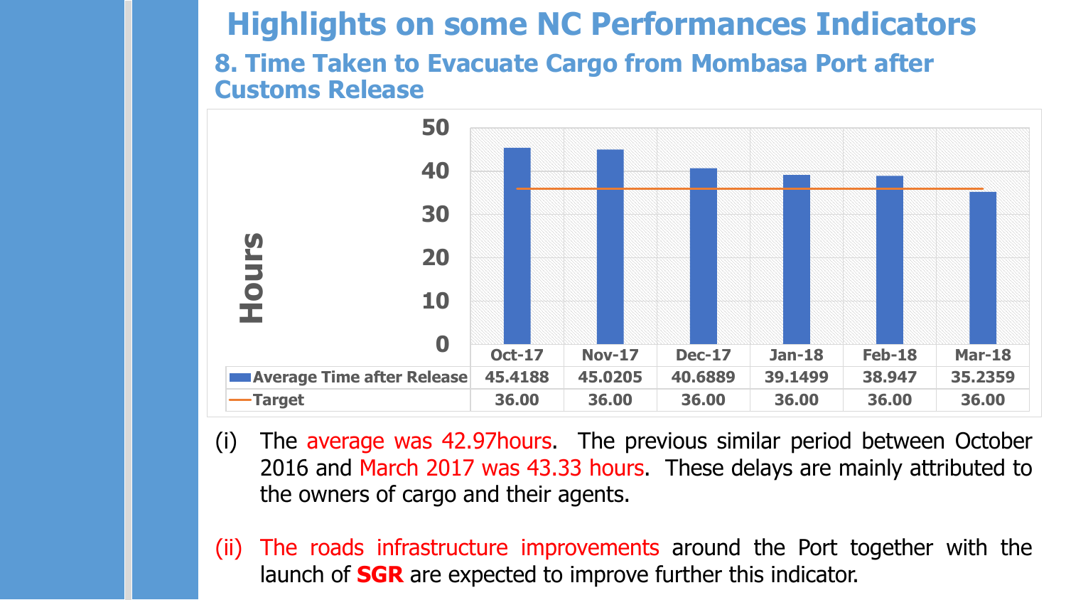# Highlights on some NC Performances Indicators

## 8. Time Taken to Evacuate Cargo from Mombasa Port after Customs Release

| Hours | Oct-17 | Nov-17 | Dec-17 | Jan-18 | Feb-18 | Mar-18 |
|---|---|---|---|---|---|---|
| Average Time after Release | 45.4188 | 45.0205 | 40.6889 | 39.1499 | 38.947 | 35.2359 |
| Target | 36.00 | 36.00 | 36.00 | 36.00 | 36.00 | 36.00 |

(i) The average was 42.97hours. The previous similar period between October 2016 and March 2017 was 43.33 hours. These delays are mainly attributed to the owners of cargo and their agents.

(ii) The roads infrastructure improvements around the Port together with the launch of **SGR** are expected to improve further this indicator.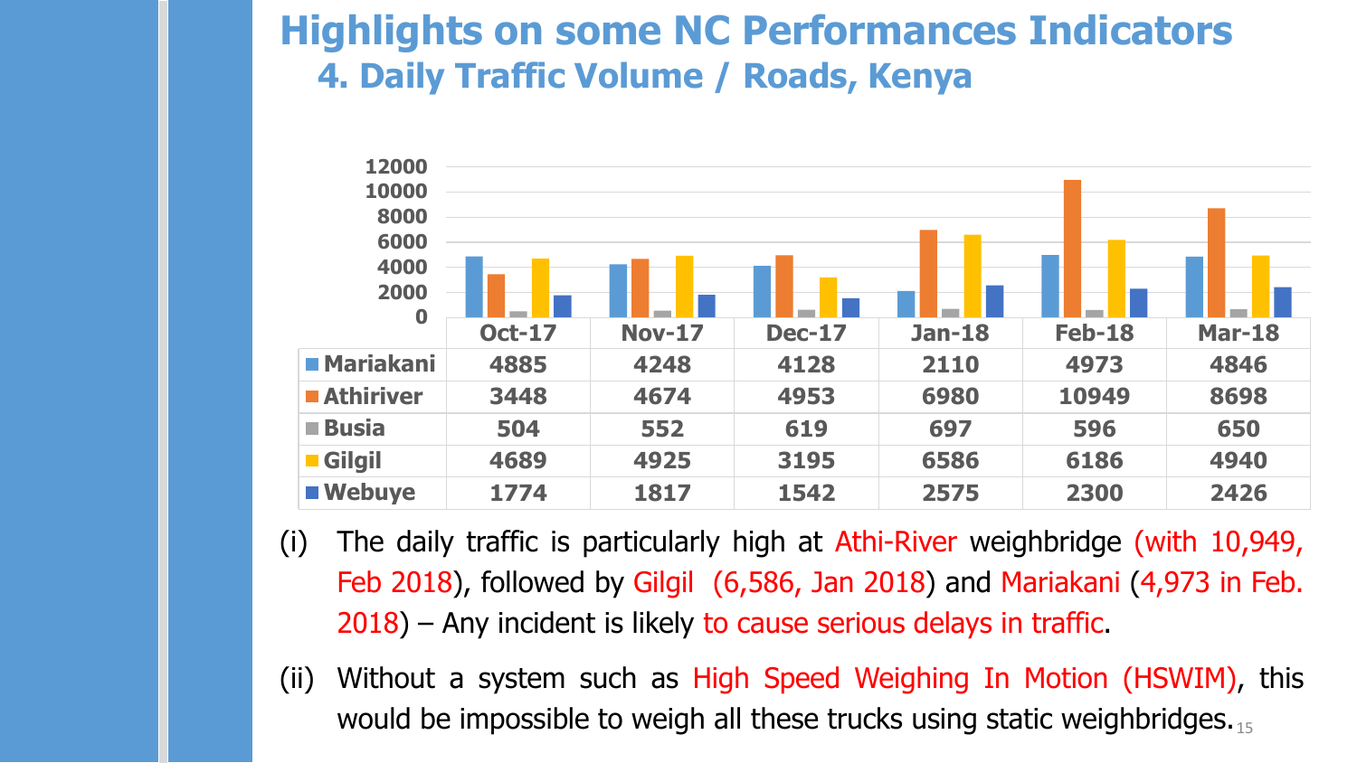# Highlights on some NC Performances Indicators

## 4. Daily Traffic Volume / Roads, Kenya

| | Oct-17 | Nov-17 | Dec-17 | Jan-18 | Feb-18 | Mar-18 |
|---|---|---|---|---|---|---|
| Mariakani | 4885 | 4248 | 4128 | 2110 | 4973 | 4846 |
| Athiriver | 3448 | 4674 | 4953 | 6980 | 10949 | 8698 |
| Busia | 504 | 552 | 619 | 697 | 596 | 650 |
| Gilgil | 4689 | 4925 | 3195 | 6586 | 6186 | 4940 |
| Webuye | 1774 | 1817 | 1542 | 2575 | 2300 | 2426 |

(i) The daily traffic is particularly high at Athi-River weighbridge (with 10,949, Feb 2018), followed by Gilgil (6,586, Jan 2018) and Mariakani (4,973 in Feb. 2018) – Any incident is likely to cause serious delays in traffic.

(ii) Without a system such as High Speed Weighing In Motion (HSWIM), this would be impossible to weigh all these trucks using static weighbridges.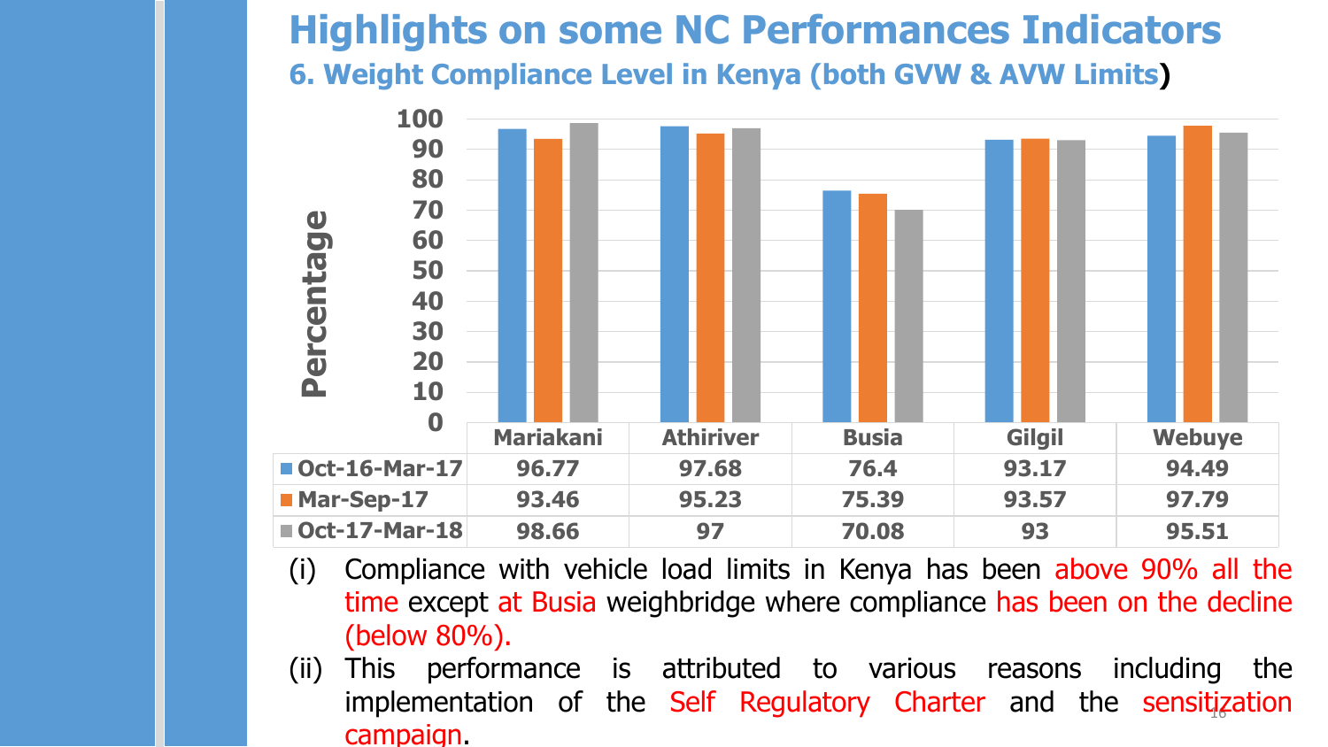# Highlights on some NC Performances Indicators

## 6. Weight Compliance Level in Kenya (both GVW & AVW Limits)

| | Mariakani | Athiriver | Busia | Gilgil | Webuye |
|---|---|---|---|---|---|
| Oct-16-Mar-17 | 96.77 | 97.68 | 76.4 | 93.17 | 94.49 |
| Mar-Sep-17 | 93.46 | 95.23 | 75.39 | 93.57 | 97.79 |
| Oct-17-Mar-18 | 98.66 | 97 | 70.08 | 93 | 95.51 |

(i) Compliance with vehicle load limits in Kenya has been above 90% all the time except at Busia weighbridge where compliance has been on the decline (below 80%).

(ii) This performance is attributed to various reasons including the implementation of the Self Regulatory Charter and the sensitization campaign.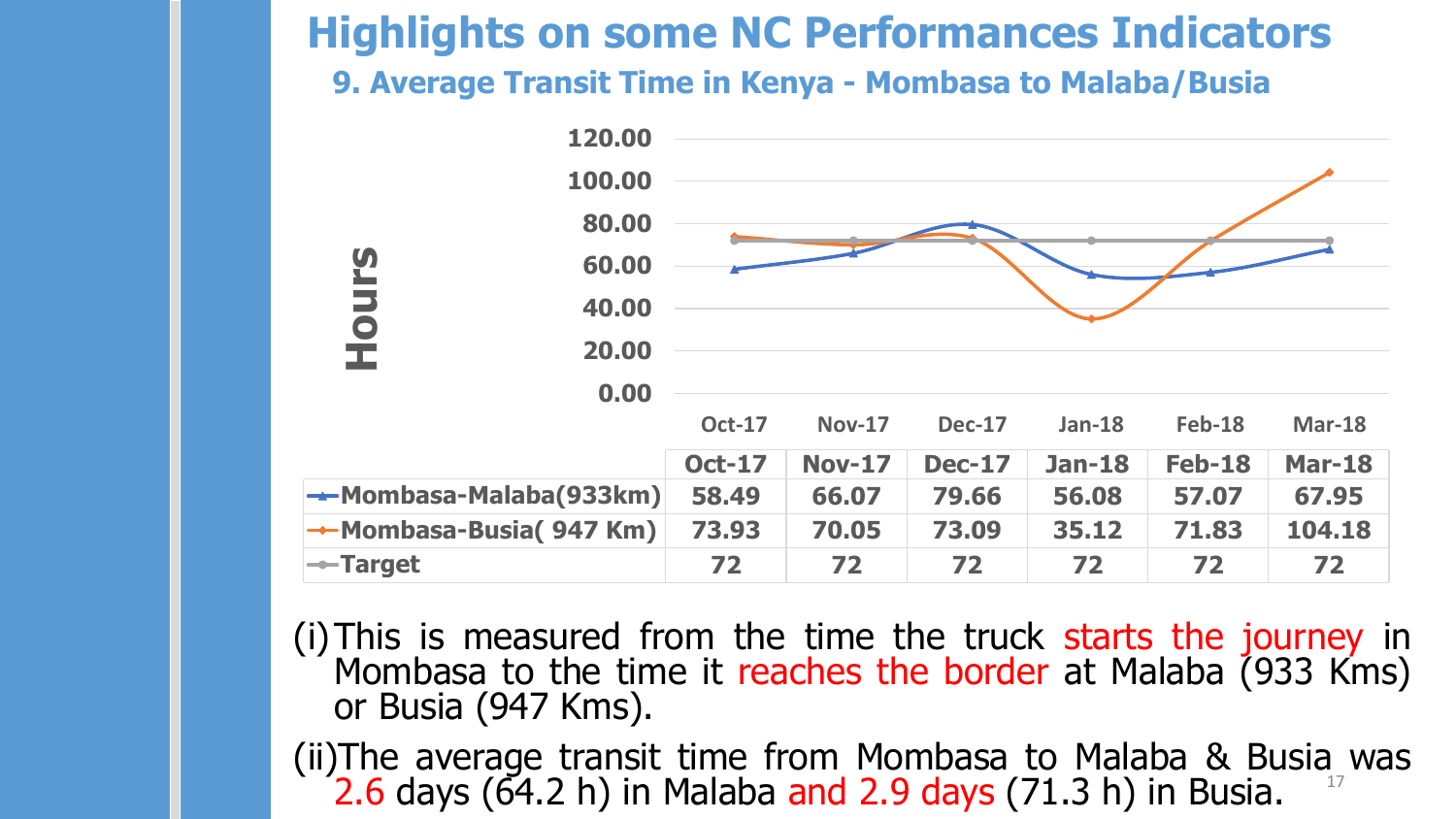# Highlights on some NC Performances Indicators

## 9. Average Transit Time in Kenya - Mombasa to Malaba/Busia

| | Oct-17 | Nov-17 | Dec-17 | Jan-18 | Feb-18 | Mar-18 |
|---|---|---|---|---|---|---|
| Mombasa-Malaba(933km) | 58.49 | 66.07 | 79.66 | 56.08 | 57.07 | 67.95 |
| Mombasa-Busia( 947 Km) | 73.93 | 70.05 | 73.09 | 35.12 | 71.83 | 104.18 |
| Target | 72 | 72 | 72 | 72 | 72 | 72 |

(i) This is measured from the time the truck starts the journey in Mombasa to the time it reaches the border at Malaba (933 Kms) or Busia (947 Kms).

(ii) The average transit time from Mombasa to Malaba & Busia was 2.6 days (64.2 h) in Malaba and 2.9 days (71.3 h) in Busia.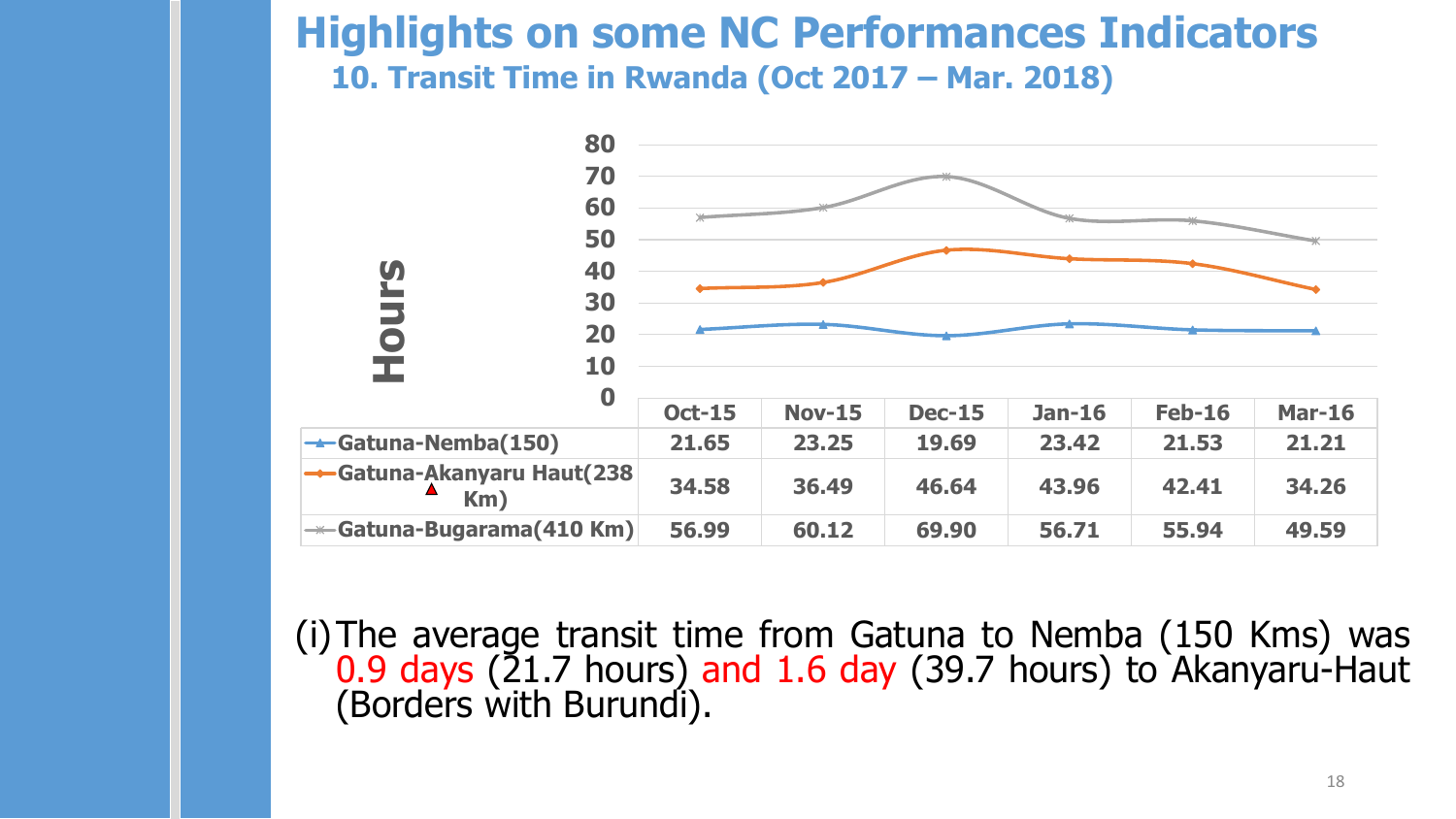# Highlights on some NC Performances Indicators

## 10. Transit Time in Rwanda (Oct 2017 – Mar. 2018)

| Hours | Oct-15 | Nov-15 | Dec-15 | Jan-16 | Feb-16 | Mar-16 |
|---|---|---|---|---|---|---|
| Gatuna-Nemba(150) | 21.65 | 23.25 | 19.69 | 23.42 | 21.53 | 21.21 |
| Gatuna-Akanyaru Haut(238 Km) | 34.58 | 36.49 | 46.64 | 43.96 | 42.41 | 34.26 |
| Gatuna-Bugarama(410 Km) | 56.99 | 60.12 | 69.90 | 56.71 | 55.94 | 49.59 |

(i) The average transit time from Gatuna to Nemba (150 Kms) was 0.9 days (21.7 hours) and 1.6 day (39.7 hours) to Akanyaru-Haut (Borders with Burundi).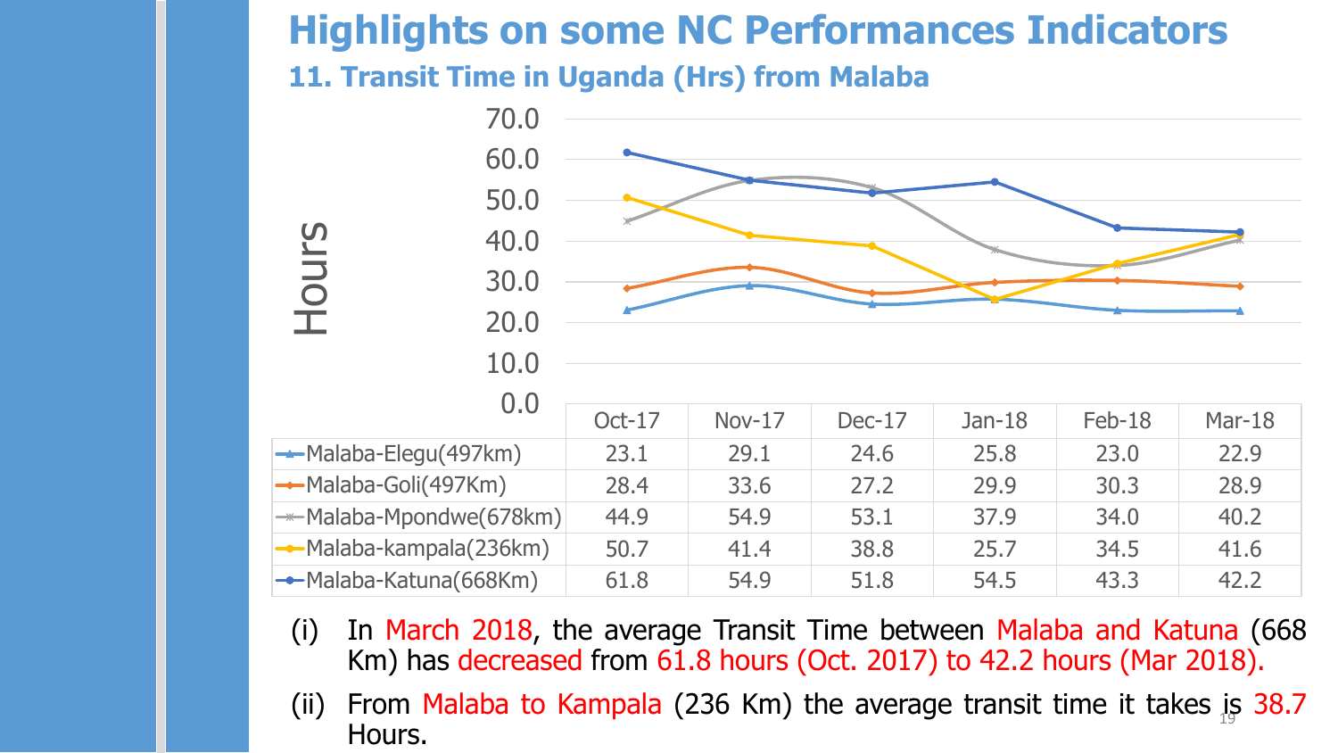# Highlights on some NC Performances Indicators

## 11. Transit Time in Uganda (Hrs) from Malaba

| | Oct-17 | Nov-17 | Dec-17 | Jan-18 | Feb-18 | Mar-18 |
|---|---|---|---|---|---|---|
| Malaba-Elegu(497km) | 23.1 | 29.1 | 24.6 | 25.8 | 23.0 | 22.9 |
| Malaba-Goli(497Km) | 28.4 | 33.6 | 27.2 | 29.9 | 30.3 | 28.9 |
| Malaba-Mpondwe(678km) | 44.9 | 54.9 | 53.1 | 37.9 | 34.0 | 40.2 |
| Malaba-kampala(236km) | 50.7 | 41.4 | 38.8 | 25.7 | 34.5 | 41.6 |
| Malaba-Katuna(668Km) | 61.8 | 54.9 | 51.8 | 54.5 | 43.3 | 42.2 |

(i) In March 2018, the average Transit Time between Malaba and Katuna (668 Km) has decreased from 61.8 hours (Oct. 2017) to 42.2 hours (Mar 2018).

(ii) From Malaba to Kampala (236 Km) the average transit time it takes is 38.7 Hours.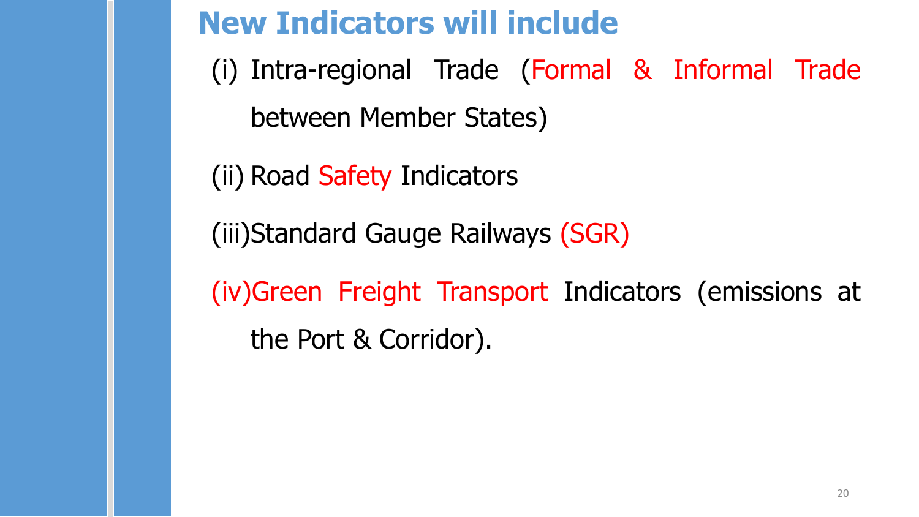# New Indicators will include

(i) Intra-regional Trade (Formal & Informal Trade between Member States)

(ii) Road Safety Indicators

(iii) Standard Gauge Railways (SGR)

(iv) Green Freight Transport Indicators (emissions at the Port & Corridor).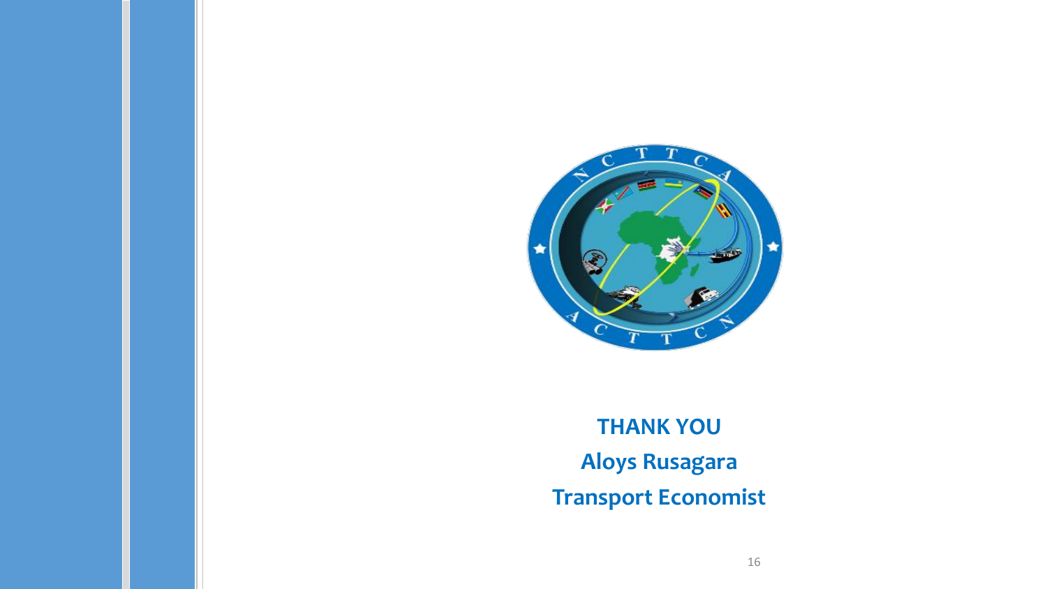**THANK YOU**

**Aloys Rusagara**

**Transport Economist**